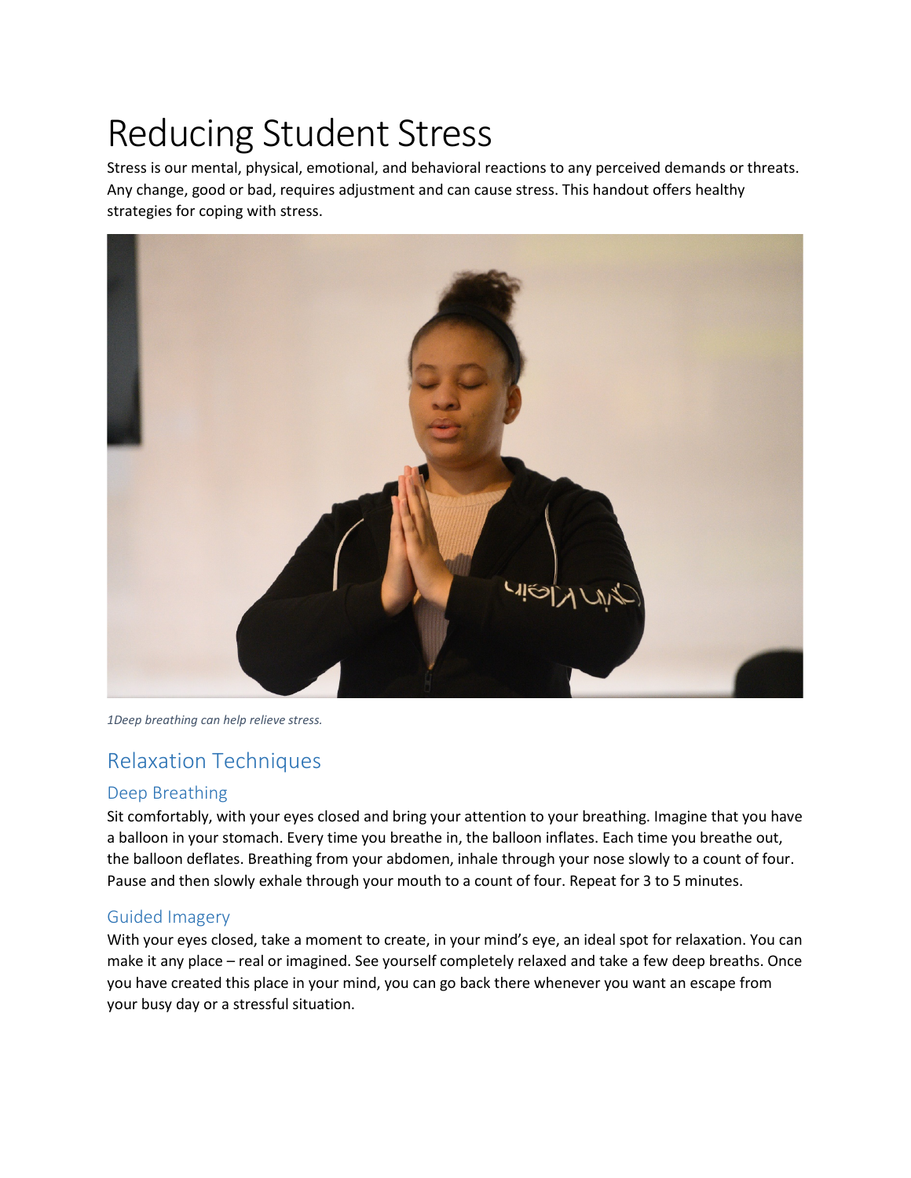# Reducing Student Stress

Stress is our mental, physical, emotional, and behavioral reactions to any perceived demands or threats. Any change, good or bad, requires adjustment and can cause stress. This handout offers healthy strategies for coping with stress.

*1Deep breathing can help relieve stress.*

## Relaxation Techniques

### Deep Breathing

Sit comfortably, with your eyes closed and bring your attention to your breathing. Imagine that you have a balloon in your stomach. Every time you breathe in, the balloon inflates. Each time you breathe out, the balloon deflates. Breathing from your abdomen, inhale through your nose slowly to a count of four. Pause and then slowly exhale through your mouth to a count of four. Repeat for 3 to 5 minutes.

### Guided Imagery

With your eyes closed, take a moment to create, in your mind's eye, an ideal spot for relaxation. You can make it any place – real or imagined. See yourself completely relaxed and take a few deep breaths. Once you have created this place in your mind, you can go back there whenever you want an escape from your busy day or a stressful situation.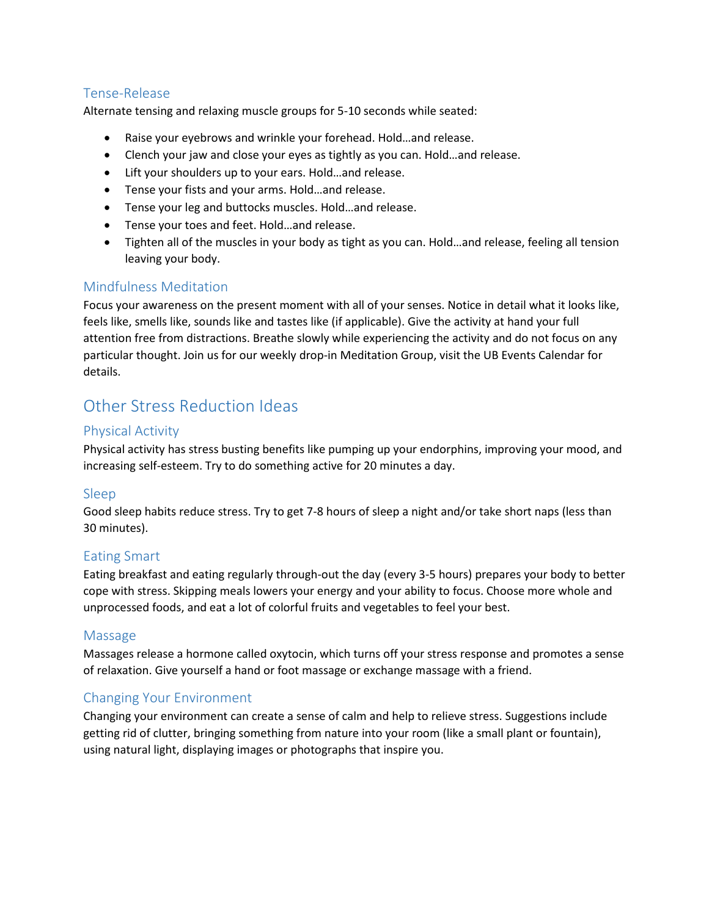### Tense-Release

Alternate tensing and relaxing muscle groups for 5-10 seconds while seated:

- Raise your eyebrows and wrinkle your forehead. Hold…and release.
- Clench your jaw and close your eyes as tightly as you can. Hold…and release.
- Lift your shoulders up to your ears. Hold…and release.
- Tense your fists and your arms. Hold…and release.
- Tense your leg and buttocks muscles. Hold…and release.
- Tense your toes and feet. Hold…and release.
- Tighten all of the muscles in your body as tight as you can. Hold…and release, feeling all tension leaving your body.

### Mindfulness Meditation

Focus your awareness on the present moment with all of your senses. Notice in detail what it looks like, feels like, smells like, sounds like and tastes like (if applicable). Give the activity at hand your full attention free from distractions. Breathe slowly while experiencing the activity and do not focus on any particular thought. Join us for our weekly drop-in Meditation Group, visit the UB Events Calendar for details.

## Other Stress Reduction Ideas

### Physical Activity

Physical activity has stress busting benefits like pumping up your endorphins, improving your mood, and increasing self-esteem. Try to do something active for 20 minutes a day.

### Sleep

Good sleep habits reduce stress. Try to get 7-8 hours of sleep a night and/or take short naps (less than 30 minutes).

### Eating Smart

Eating breakfast and eating regularly through-out the day (every 3-5 hours) prepares your body to better cope with stress. Skipping meals lowers your energy and your ability to focus. Choose more whole and unprocessed foods, and eat a lot of colorful fruits and vegetables to feel your best.

### Massage

Massages release a hormone called oxytocin, which turns off your stress response and promotes a sense of relaxation. Give yourself a hand or foot massage or exchange massage with a friend.

### Changing Your Environment

Changing your environment can create a sense of calm and help to relieve stress. Suggestions include getting rid of clutter, bringing something from nature into your room (like a small plant or fountain), using natural light, displaying images or photographs that inspire you.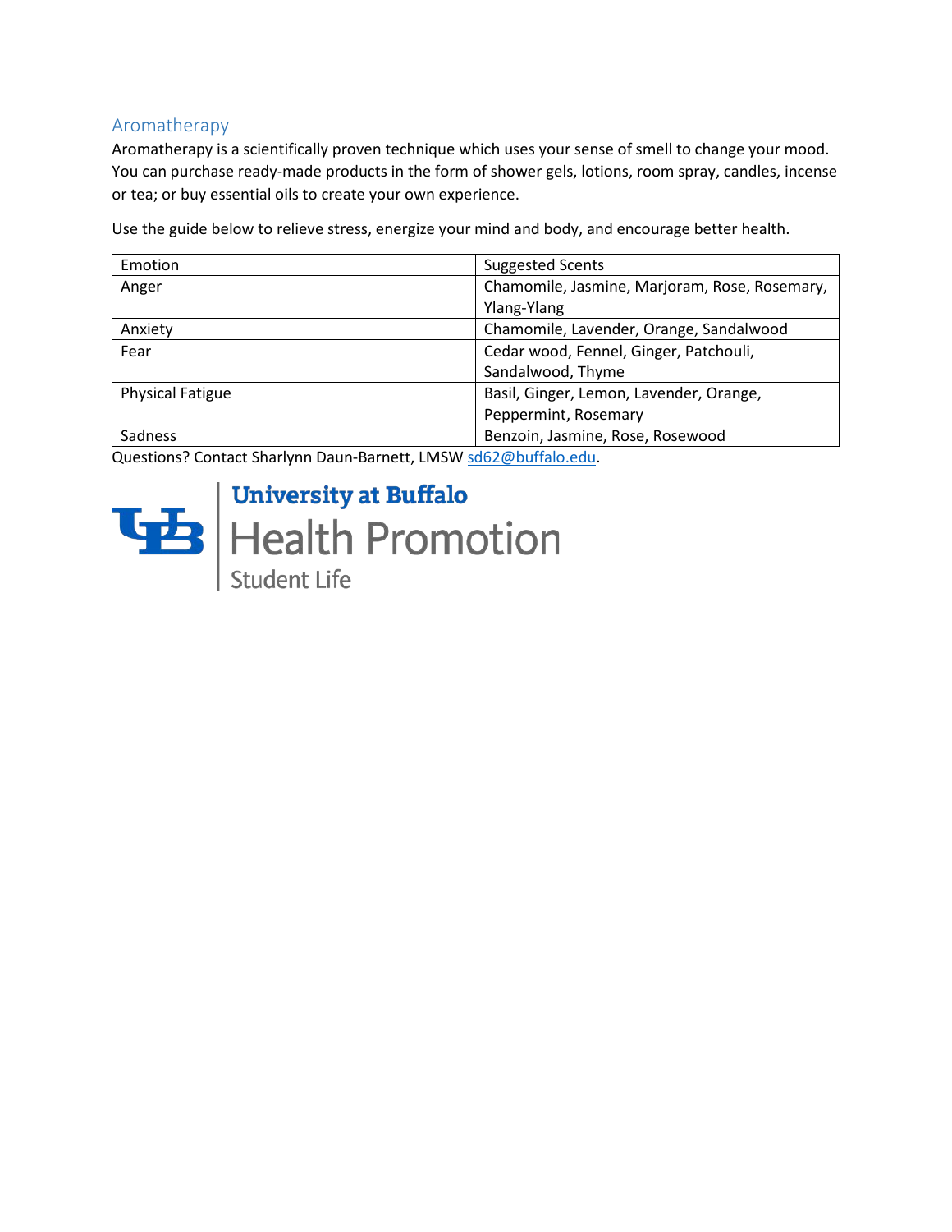## Aromatherapy

Aromatherapy is a scientifically proven technique which uses your sense of smell to change your mood. You can purchase ready-made products in the form of shower gels, lotions, room spray, candles, incense or tea; or buy essential oils to create your own experience.

Use the guide below to relieve stress, energize your mind and body, and encourage better health.

| Emotion | Suggested Scents |
|---|---|
| Anger | Chamomile, Jasmine, Marjoram, Rose, Rosemary, Ylang-Ylang |
| Anxiety | Chamomile, Lavender, Orange, Sandalwood |
| Fear | Cedar wood, Fennel, Ginger, Patchouli, Sandalwood, Thyme |
| Physical Fatigue | Basil, Ginger, Lemon, Lavender, Orange, Peppermint, Rosemary |
| Sadness | Benzoin, Jasmine, Rose, Rosewood |

Questions? Contact Sharlynn Daun-Barnett, LMSW sd62@buffalo.edu.

University at Buffalo
Health Promotion
Student Life